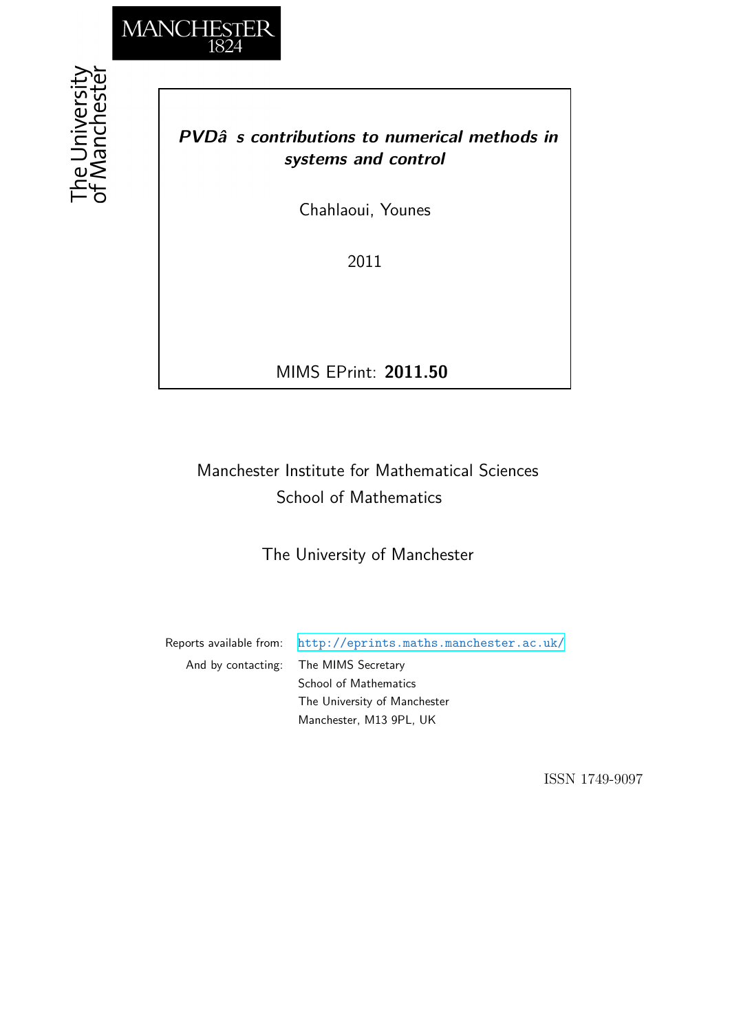# *PVDâ s contributions to numerical methods in systems and control*

Chahlaoui, Younes

2011

MIMS EPrint: **2011.50**

Manchester Institute for Mathematical Sciences
School of Mathematics

The University of Manchester

Reports available from: http://eprints.maths.manchester.ac.uk/

And by contacting: The MIMS Secretary
School of Mathematics
The University of Manchester
Manchester, M13 9PL, UK

ISSN 1749-9097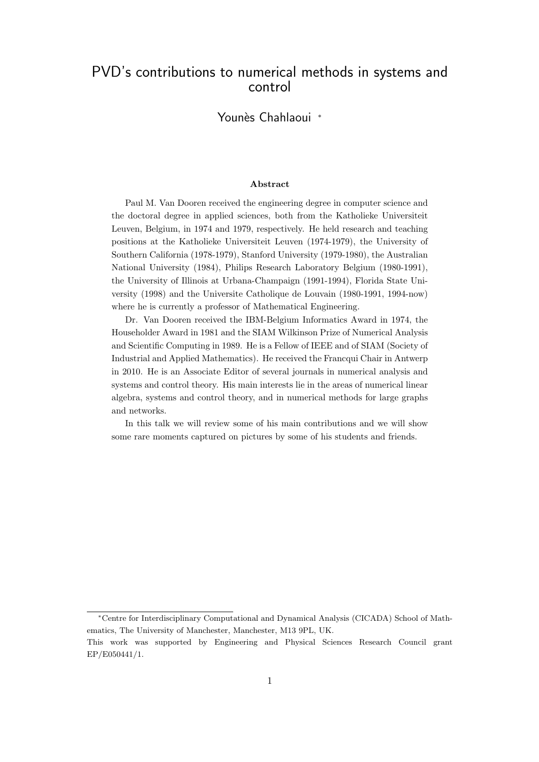# PVD's contributions to numerical methods in systems and control

Younès Chahlaoui [*]

**Abstract**

Paul M. Van Dooren received the engineering degree in computer science and the doctoral degree in applied sciences, both from the Katholieke Universiteit Leuven, Belgium, in 1974 and 1979, respectively. He held research and teaching positions at the Katholieke Universiteit Leuven (1974-1979), the University of Southern California (1978-1979), Stanford University (1979-1980), the Australian National University (1984), Philips Research Laboratory Belgium (1980-1991), the University of Illinois at Urbana-Champaign (1991-1994), Florida State University (1998) and the Universite Catholique de Louvain (1980-1991, 1994-now) where he is currently a professor of Mathematical Engineering.

Dr. Van Dooren received the IBM-Belgium Informatics Award in 1974, the Householder Award in 1981 and the SIAM Wilkinson Prize of Numerical Analysis and Scientific Computing in 1989. He is a Fellow of IEEE and of SIAM (Society of Industrial and Applied Mathematics). He received the Francqui Chair in Antwerp in 2010. He is an Associate Editor of several journals in numerical analysis and systems and control theory. His main interests lie in the areas of numerical linear algebra, systems and control theory, and in numerical methods for large graphs and networks.

In this talk we will review some of his main contributions and we will show some rare moments captured on pictures by some of his students and friends.

---

[*] Centre for Interdisciplinary Computational and Dynamical Analysis (CICADA) School of Mathematics, The University of Manchester, Manchester, M13 9PL, UK.
This work was supported by Engineering and Physical Sciences Research Council grant EP/E050441/1.